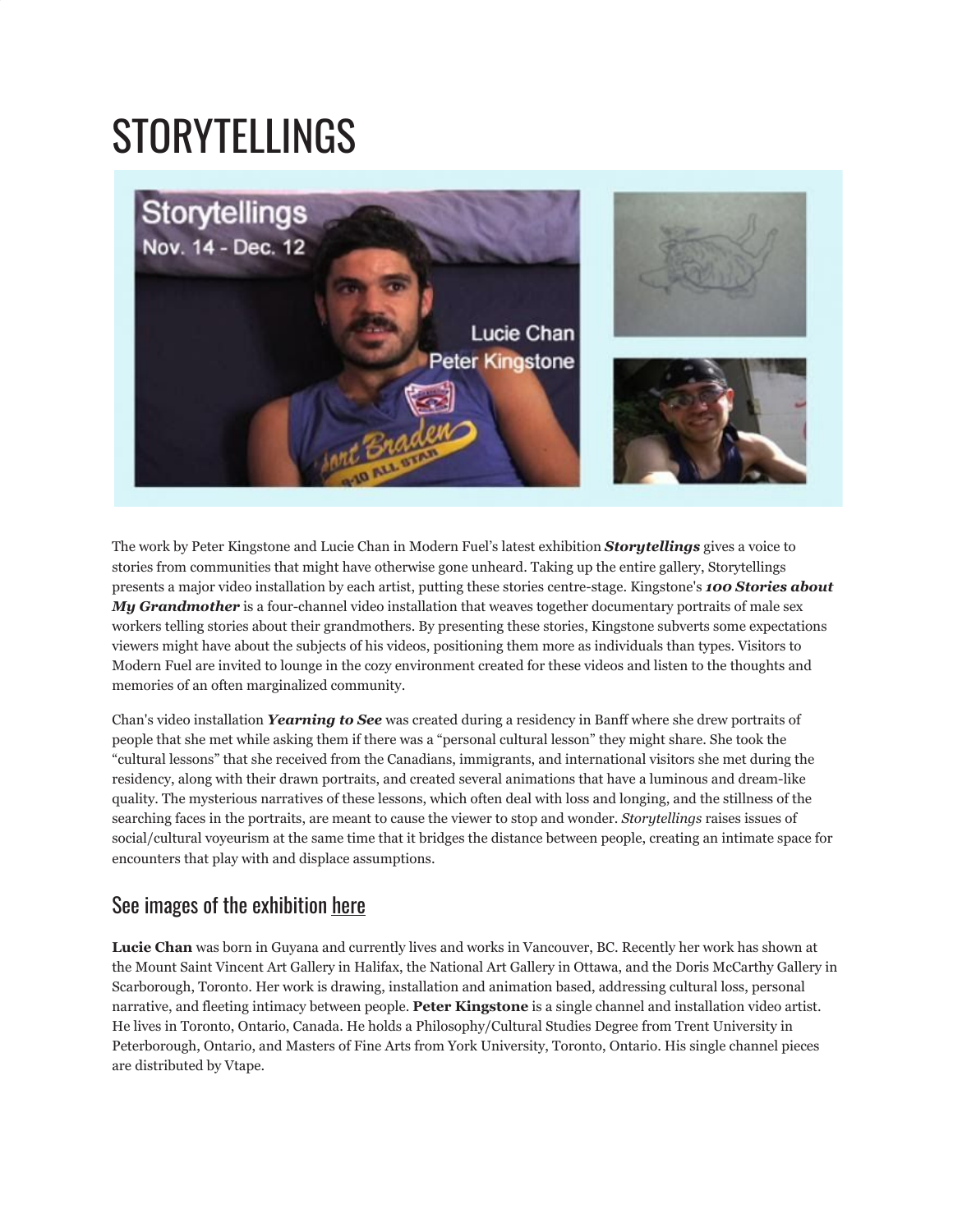# STORYTELLINGS

The work by Peter Kingstone and Lucie Chan in Modern Fuel's latest exhibition ***Storytellings*** gives a voice to stories from communities that might have otherwise gone unheard. Taking up the entire gallery, Storytellings presents a major video installation by each artist, putting these stories centre-stage. Kingstone's ***100 Stories about My Grandmother*** is a four-channel video installation that weaves together documentary portraits of male sex workers telling stories about their grandmothers. By presenting these stories, Kingstone subverts some expectations viewers might have about the subjects of his videos, positioning them more as individuals than types. Visitors to Modern Fuel are invited to lounge in the cozy environment created for these videos and listen to the thoughts and memories of an often marginalized community.

Chan's video installation ***Yearning to See*** was created during a residency in Banff where she drew portraits of people that she met while asking them if there was a "personal cultural lesson" they might share. She took the "cultural lessons" that she received from the Canadians, immigrants, and international visitors she met during the residency, along with their drawn portraits, and created several animations that have a luminous and dream-like quality. The mysterious narratives of these lessons, which often deal with loss and longing, and the stillness of the searching faces in the portraits, are meant to cause the viewer to stop and wonder. *Storytellings* raises issues of social/cultural voyeurism at the same time that it bridges the distance between people, creating an intimate space for encounters that play with and displace assumptions.

## See images of the exhibition here

**Lucie Chan** was born in Guyana and currently lives and works in Vancouver, BC. Recently her work has shown at the Mount Saint Vincent Art Gallery in Halifax, the National Art Gallery in Ottawa, and the Doris McCarthy Gallery in Scarborough, Toronto. Her work is drawing, installation and animation based, addressing cultural loss, personal narrative, and fleeting intimacy between people. **Peter Kingstone** is a single channel and installation video artist. He lives in Toronto, Ontario, Canada. He holds a Philosophy/Cultural Studies Degree from Trent University in Peterborough, Ontario, and Masters of Fine Arts from York University, Toronto, Ontario. His single channel pieces are distributed by Vtape.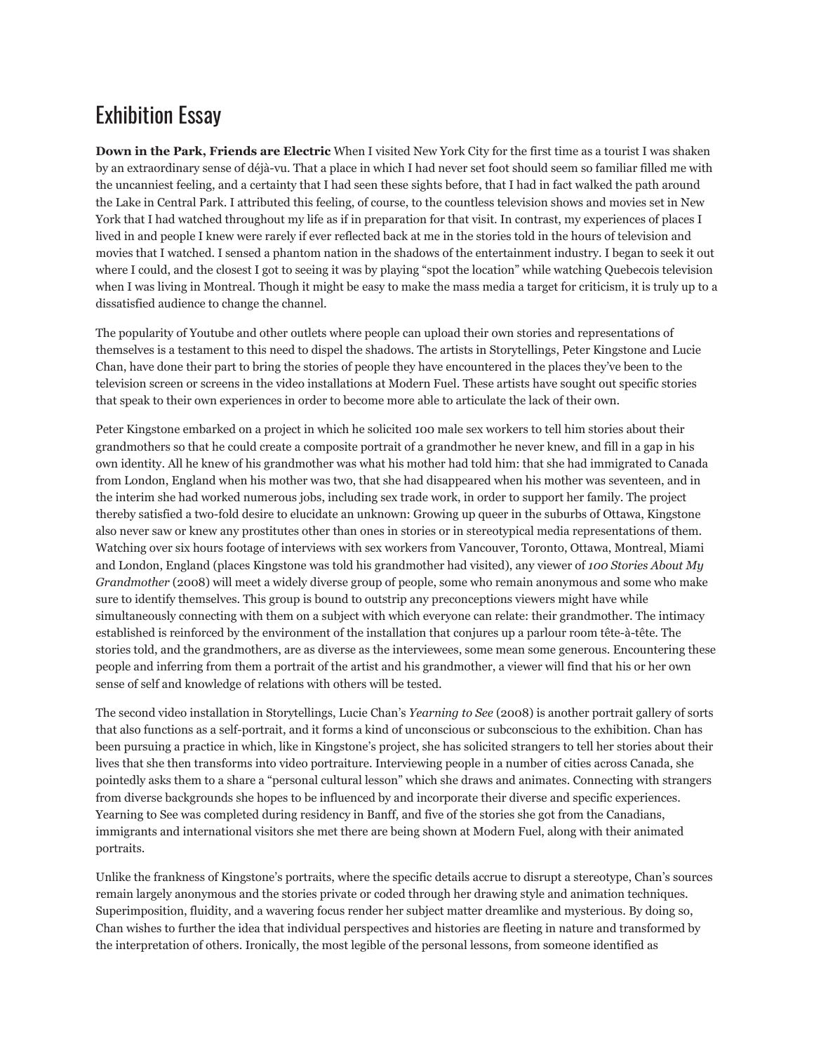# Exhibition Essay

**Down in the Park, Friends are Electric** When I visited New York City for the first time as a tourist I was shaken by an extraordinary sense of déjà-vu. That a place in which I had never set foot should seem so familiar filled me with the uncanniest feeling, and a certainty that I had seen these sights before, that I had in fact walked the path around the Lake in Central Park. I attributed this feeling, of course, to the countless television shows and movies set in New York that I had watched throughout my life as if in preparation for that visit. In contrast, my experiences of places I lived in and people I knew were rarely if ever reflected back at me in the stories told in the hours of television and movies that I watched. I sensed a phantom nation in the shadows of the entertainment industry. I began to seek it out where I could, and the closest I got to seeing it was by playing "spot the location" while watching Quebecois television when I was living in Montreal. Though it might be easy to make the mass media a target for criticism, it is truly up to a dissatisfied audience to change the channel.

The popularity of Youtube and other outlets where people can upload their own stories and representations of themselves is a testament to this need to dispel the shadows. The artists in Storytellings, Peter Kingstone and Lucie Chan, have done their part to bring the stories of people they have encountered in the places they've been to the television screen or screens in the video installations at Modern Fuel. These artists have sought out specific stories that speak to their own experiences in order to become more able to articulate the lack of their own.

Peter Kingstone embarked on a project in which he solicited 100 male sex workers to tell him stories about their grandmothers so that he could create a composite portrait of a grandmother he never knew, and fill in a gap in his own identity. All he knew of his grandmother was what his mother had told him: that she had immigrated to Canada from London, England when his mother was two, that she had disappeared when his mother was seventeen, and in the interim she had worked numerous jobs, including sex trade work, in order to support her family. The project thereby satisfied a two-fold desire to elucidate an unknown: Growing up queer in the suburbs of Ottawa, Kingstone also never saw or knew any prostitutes other than ones in stories or in stereotypical media representations of them. Watching over six hours footage of interviews with sex workers from Vancouver, Toronto, Ottawa, Montreal, Miami and London, England (places Kingstone was told his grandmother had visited), any viewer of *100 Stories About My Grandmother* (2008) will meet a widely diverse group of people, some who remain anonymous and some who make sure to identify themselves. This group is bound to outstrip any preconceptions viewers might have while simultaneously connecting with them on a subject with which everyone can relate: their grandmother. The intimacy established is reinforced by the environment of the installation that conjures up a parlour room tête-à-tête. The stories told, and the grandmothers, are as diverse as the interviewees, some mean some generous. Encountering these people and inferring from them a portrait of the artist and his grandmother, a viewer will find that his or her own sense of self and knowledge of relations with others will be tested.

The second video installation in Storytellings, Lucie Chan's *Yearning to See* (2008) is another portrait gallery of sorts that also functions as a self-portrait, and it forms a kind of unconscious or subconscious to the exhibition. Chan has been pursuing a practice in which, like in Kingstone's project, she has solicited strangers to tell her stories about their lives that she then transforms into video portraiture. Interviewing people in a number of cities across Canada, she pointedly asks them to a share a "personal cultural lesson" which she draws and animates. Connecting with strangers from diverse backgrounds she hopes to be influenced by and incorporate their diverse and specific experiences. Yearning to See was completed during residency in Banff, and five of the stories she got from the Canadians, immigrants and international visitors she met there are being shown at Modern Fuel, along with their animated portraits.

Unlike the frankness of Kingstone's portraits, where the specific details accrue to disrupt a stereotype, Chan's sources remain largely anonymous and the stories private or coded through her drawing style and animation techniques. Superimposition, fluidity, and a wavering focus render her subject matter dreamlike and mysterious. By doing so, Chan wishes to further the idea that individual perspectives and histories are fleeting in nature and transformed by the interpretation of others. Ironically, the most legible of the personal lessons, from someone identified as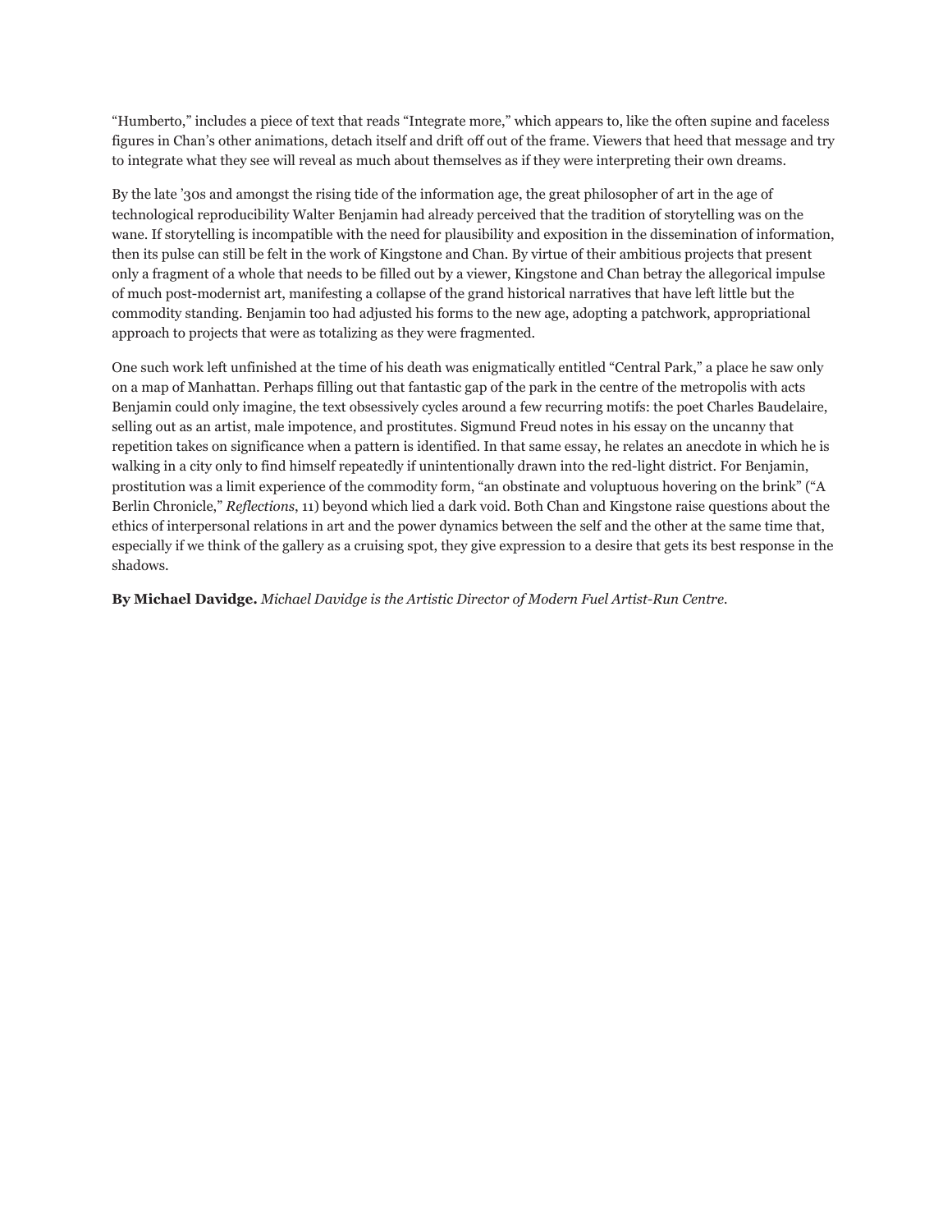"Humberto," includes a piece of text that reads "Integrate more," which appears to, like the often supine and faceless figures in Chan's other animations, detach itself and drift off out of the frame. Viewers that heed that message and try to integrate what they see will reveal as much about themselves as if they were interpreting their own dreams.

By the late '30s and amongst the rising tide of the information age, the great philosopher of art in the age of technological reproducibility Walter Benjamin had already perceived that the tradition of storytelling was on the wane. If storytelling is incompatible with the need for plausibility and exposition in the dissemination of information, then its pulse can still be felt in the work of Kingstone and Chan. By virtue of their ambitious projects that present only a fragment of a whole that needs to be filled out by a viewer, Kingstone and Chan betray the allegorical impulse of much post-modernist art, manifesting a collapse of the grand historical narratives that have left little but the commodity standing. Benjamin too had adjusted his forms to the new age, adopting a patchwork, appropriational approach to projects that were as totalizing as they were fragmented.

One such work left unfinished at the time of his death was enigmatically entitled "Central Park," a place he saw only on a map of Manhattan. Perhaps filling out that fantastic gap of the park in the centre of the metropolis with acts Benjamin could only imagine, the text obsessively cycles around a few recurring motifs: the poet Charles Baudelaire, selling out as an artist, male impotence, and prostitutes. Sigmund Freud notes in his essay on the uncanny that repetition takes on significance when a pattern is identified. In that same essay, he relates an anecdote in which he is walking in a city only to find himself repeatedly if unintentionally drawn into the red-light district. For Benjamin, prostitution was a limit experience of the commodity form, "an obstinate and voluptuous hovering on the brink" ("A Berlin Chronicle," *Reflections*, 11) beyond which lied a dark void. Both Chan and Kingstone raise questions about the ethics of interpersonal relations in art and the power dynamics between the self and the other at the same time that, especially if we think of the gallery as a cruising spot, they give expression to a desire that gets its best response in the shadows.

**By Michael Davidge.** *Michael Davidge is the Artistic Director of Modern Fuel Artist-Run Centre.*